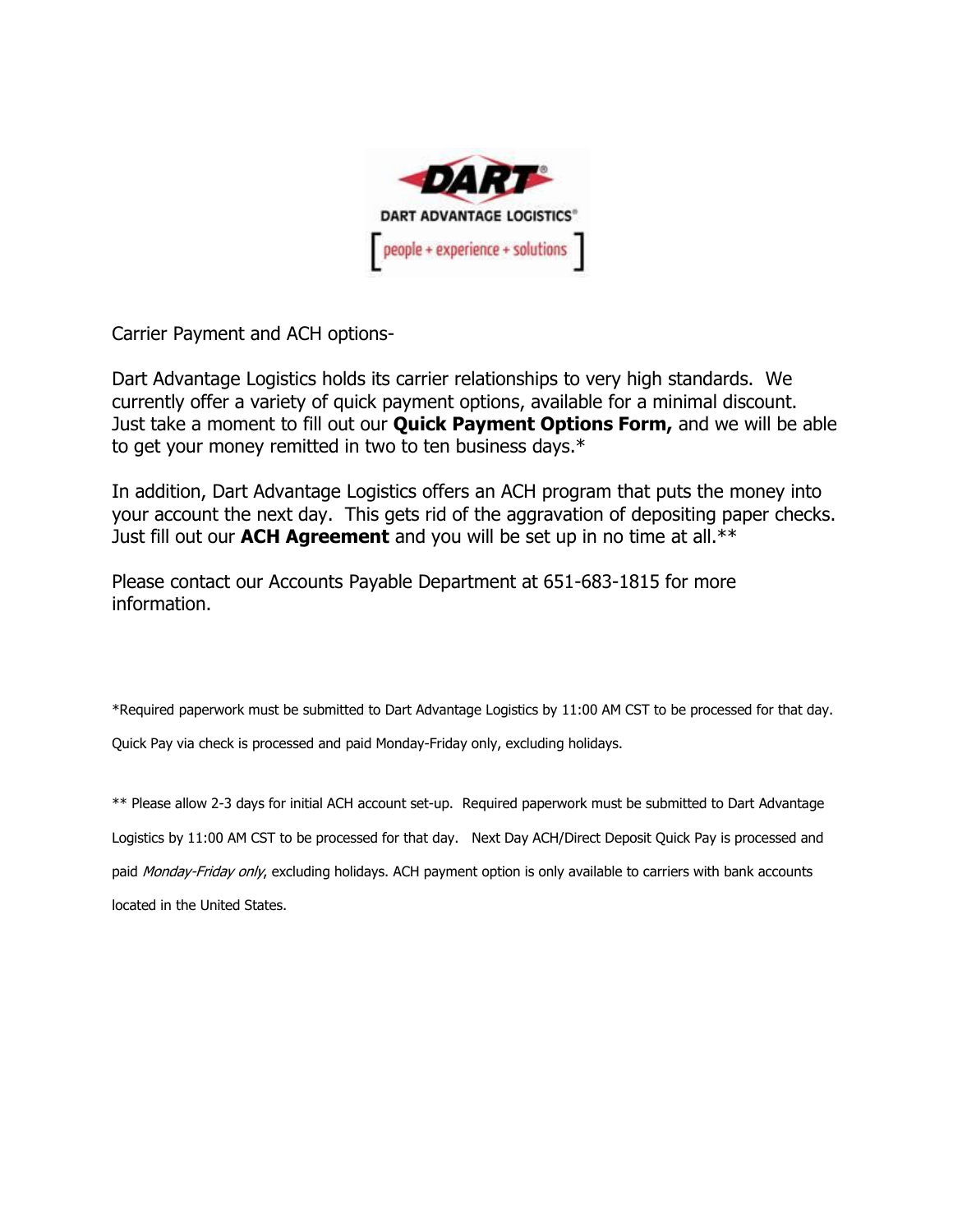DART

DART ADVANTAGE LOGISTICS®

[ people + experience + solutions ]

Carrier Payment and ACH options-

Dart Advantage Logistics holds its carrier relationships to very high standards. We currently offer a variety of quick payment options, available for a minimal discount. Just take a moment to fill out our **Quick Payment Options Form,** and we will be able to get your money remitted in two to ten business days.*

In addition, Dart Advantage Logistics offers an ACH program that puts the money into your account the next day. This gets rid of the aggravation of depositing paper checks. Just fill out our **ACH Agreement** and you will be set up in no time at all.**

Please contact our Accounts Payable Department at 651-683-1815 for more information.

*Required paperwork must be submitted to Dart Advantage Logistics by 11:00 AM CST to be processed for that day. Quick Pay via check is processed and paid Monday-Friday only, excluding holidays.

** Please allow 2-3 days for initial ACH account set-up. Required paperwork must be submitted to Dart Advantage Logistics by 11:00 AM CST to be processed for that day. Next Day ACH/Direct Deposit Quick Pay is processed and paid *Monday-Friday only*, excluding holidays. ACH payment option is only available to carriers with bank accounts located in the United States.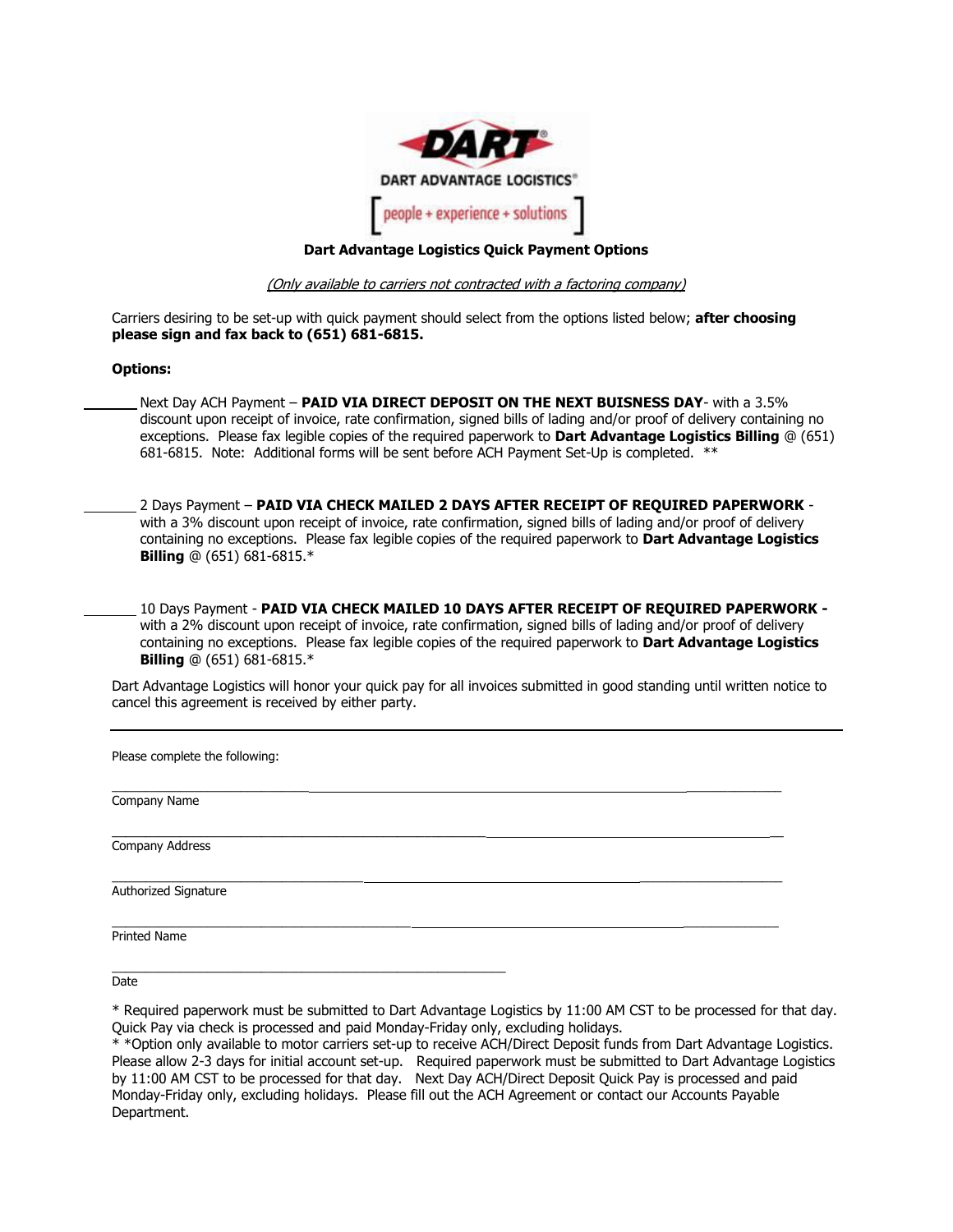DART

DART ADVANTAGE LOGISTICS®

[ people + experience + solutions ]

**Dart Advantage Logistics Quick Payment Options**

*(Only available to carriers not contracted with a factoring company)*

Carriers desiring to be set-up with quick payment should select from the options listed below; **after choosing please sign and fax back to (651) 681-6815.**

**Options:**

_______ Next Day ACH Payment – **PAID VIA DIRECT DEPOSIT ON THE NEXT BUISNESS DAY**- with a 3.5% discount upon receipt of invoice, rate confirmation, signed bills of lading and/or proof of delivery containing no exceptions. Please fax legible copies of the required paperwork to **Dart Advantage Logistics Billing** @ (651) 681-6815. Note: Additional forms will be sent before ACH Payment Set-Up is completed. **

_______ 2 Days Payment – **PAID VIA CHECK MAILED 2 DAYS AFTER RECEIPT OF REQUIRED PAPERWORK** - with a 3% discount upon receipt of invoice, rate confirmation, signed bills of lading and/or proof of delivery containing no exceptions. Please fax legible copies of the required paperwork to **Dart Advantage Logistics Billing** @ (651) 681-6815.*

_______ 10 Days Payment - **PAID VIA CHECK MAILED 10 DAYS AFTER RECEIPT OF REQUIRED PAPERWORK -** with a 2% discount upon receipt of invoice, rate confirmation, signed bills of lading and/or proof of delivery containing no exceptions. Please fax legible copies of the required paperwork to **Dart Advantage Logistics Billing** @ (651) 681-6815.*

Dart Advantage Logistics will honor your quick pay for all invoices submitted in good standing until written notice to cancel this agreement is received by either party.

---

Please complete the following:

_______________________________________________
Company Name

_______________________________________________
Company Address

_______________________________________________
Authorized Signature

_______________________________________________
Printed Name

_______________________________________________
Date

* Required paperwork must be submitted to Dart Advantage Logistics by 11:00 AM CST to be processed for that day. Quick Pay via check is processed and paid Monday-Friday only, excluding holidays.

* *Option only available to motor carriers set-up to receive ACH/Direct Deposit funds from Dart Advantage Logistics. Please allow 2-3 days for initial account set-up. Required paperwork must be submitted to Dart Advantage Logistics by 11:00 AM CST to be processed for that day. Next Day ACH/Direct Deposit Quick Pay is processed and paid Monday-Friday only, excluding holidays. Please fill out the ACH Agreement or contact our Accounts Payable Department.